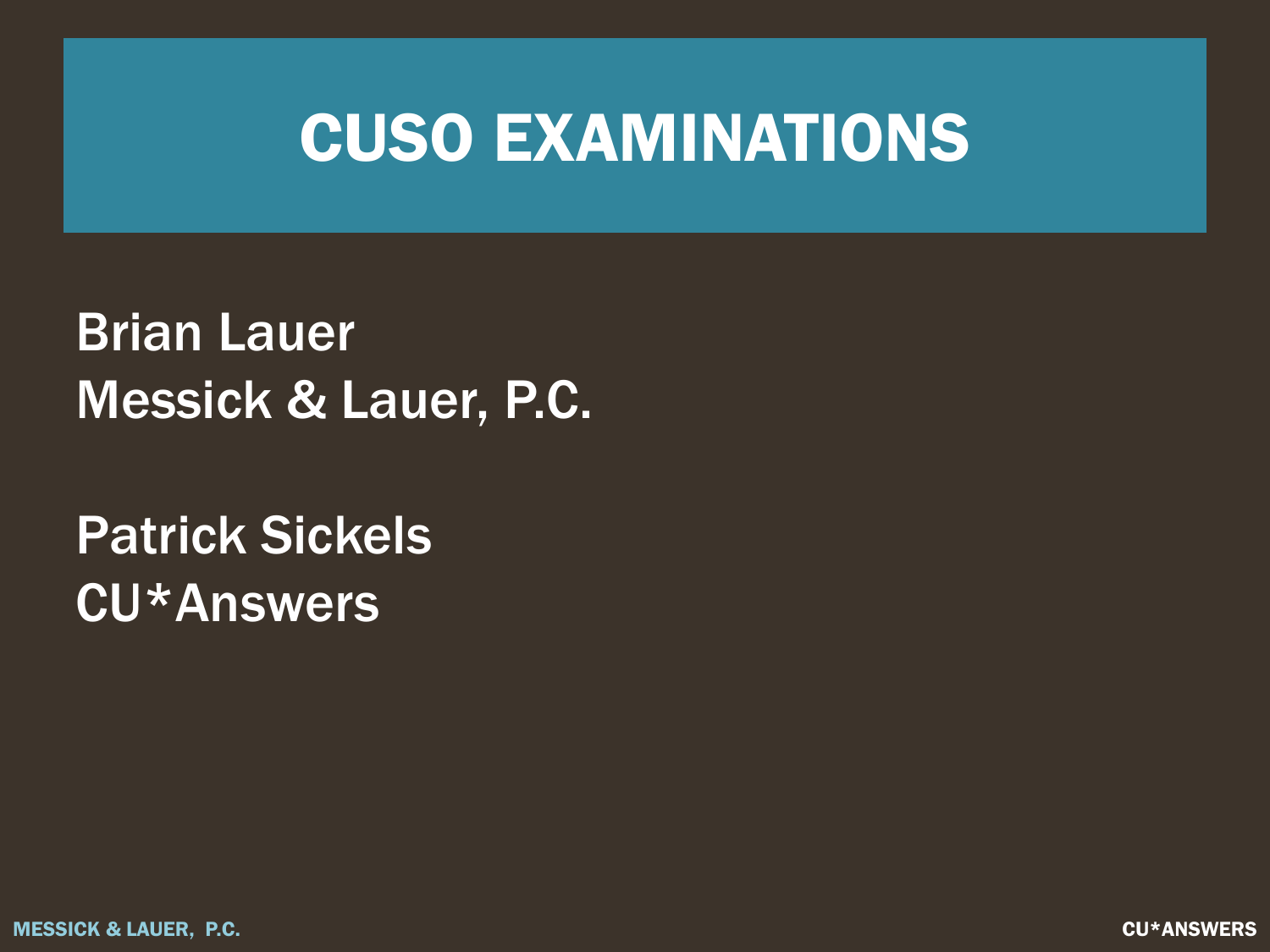# CUSO EXAMINATIONS

Brian Lauer
Messick & Lauer, P.C.

Patrick Sickels
CU*Answers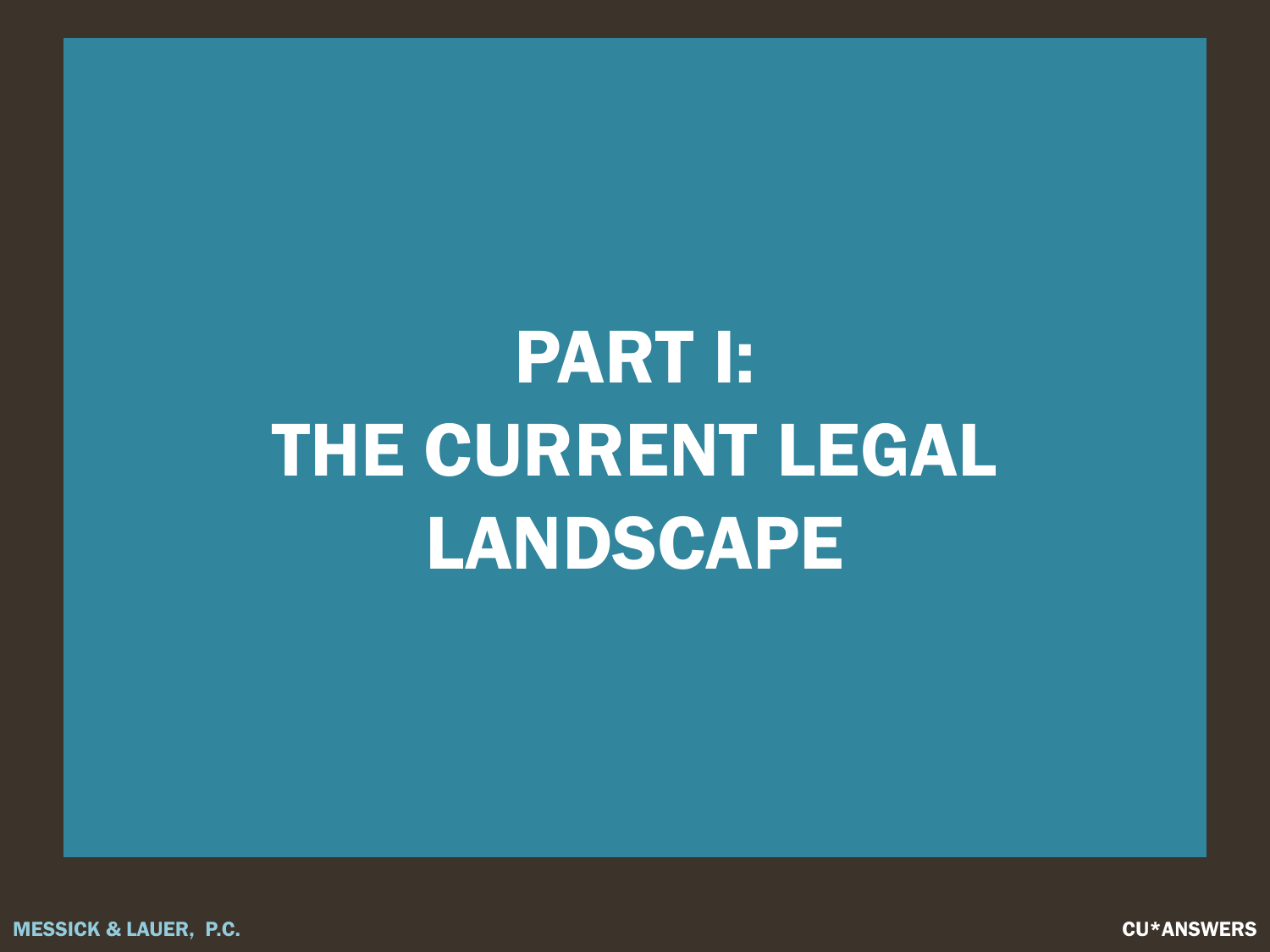# PART I:
# THE CURRENT LEGAL LANDSCAPE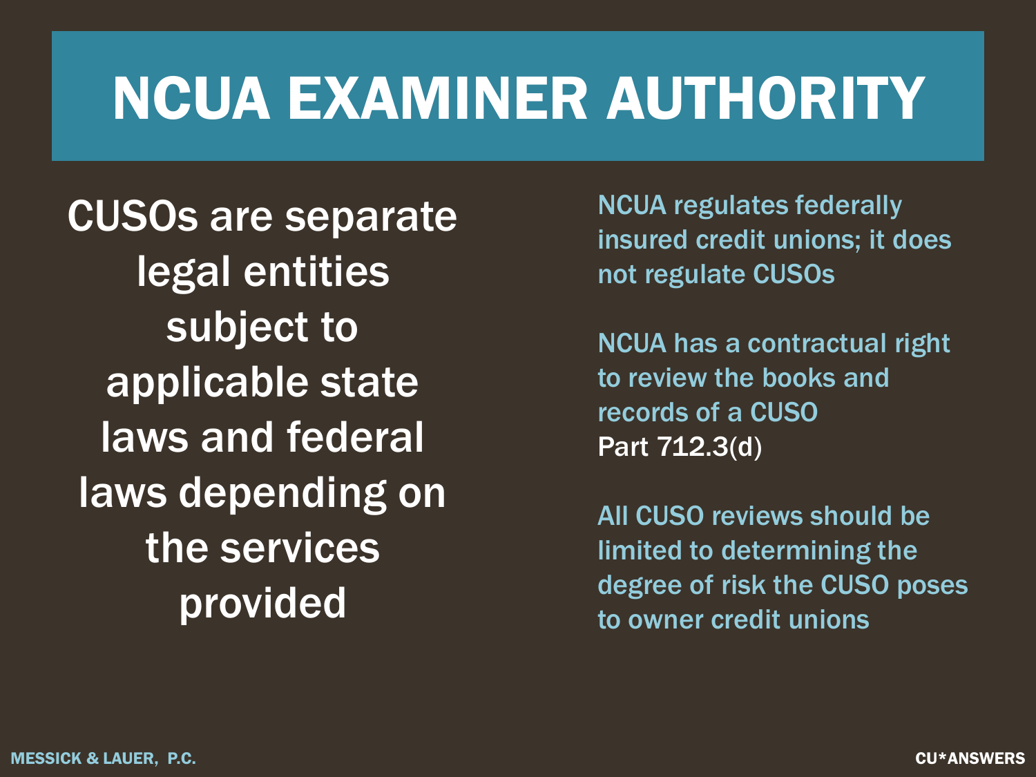# NCUA EXAMINER AUTHORITY

CUSOs are separate legal entities subject to applicable state laws and federal laws depending on the services provided

NCUA regulates federally insured credit unions; it does not regulate CUSOs

NCUA has a contractual right to review the books and records of a CUSO
Part 712.3(d)

All CUSO reviews should be limited to determining the degree of risk the CUSO poses to owner credit unions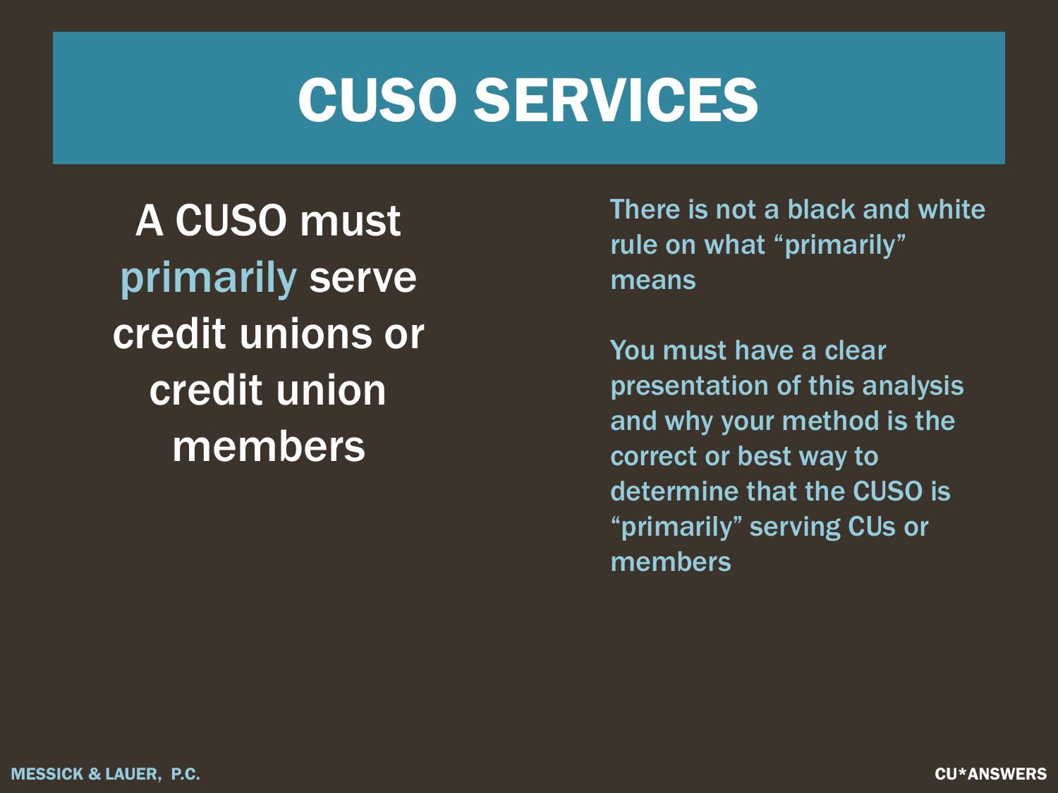# CUSO SERVICES

A CUSO must primarily serve credit unions or credit union members

There is not a black and white rule on what “primarily” means

You must have a clear presentation of this analysis and why your method is the correct or best way to determine that the CUSO is “primarily” serving CUs or members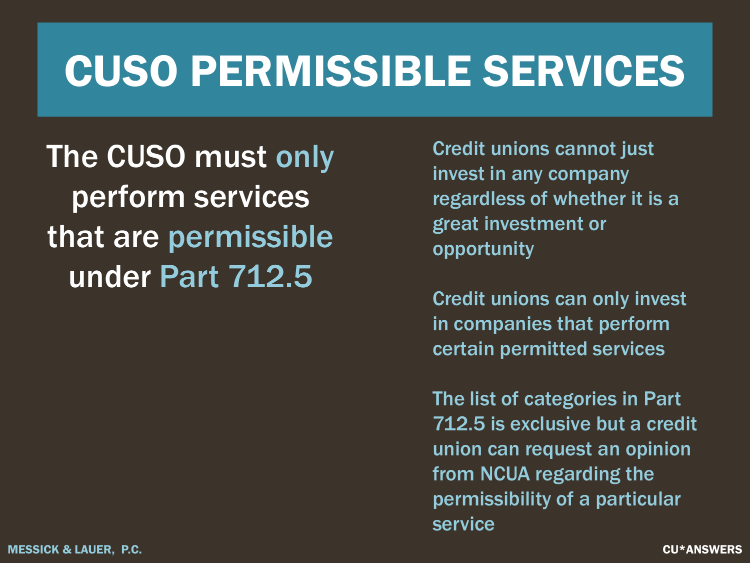# CUSO PERMISSIBLE SERVICES

The CUSO must only perform services that are permissible under Part 712.5

Credit unions cannot just invest in any company regardless of whether it is a great investment or opportunity

Credit unions can only invest in companies that perform certain permitted services

The list of categories in Part 712.5 is exclusive but a credit union can request an opinion from NCUA regarding the permissibility of a particular service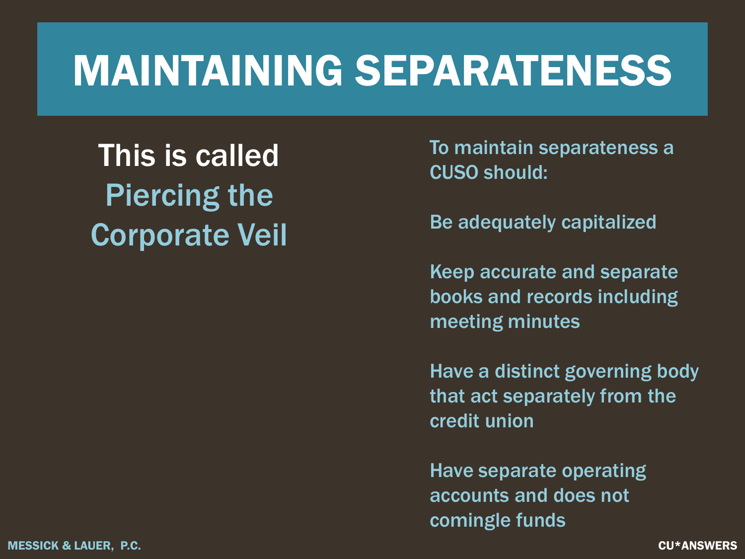# MAINTAINING SEPARATENESS

This is called **Piercing the Corporate Veil**

To maintain separateness a CUSO should:

Be adequately capitalized

Keep accurate and separate books and records including meeting minutes

Have a distinct governing body that act separately from the credit union

Have separate operating accounts and does not comingle funds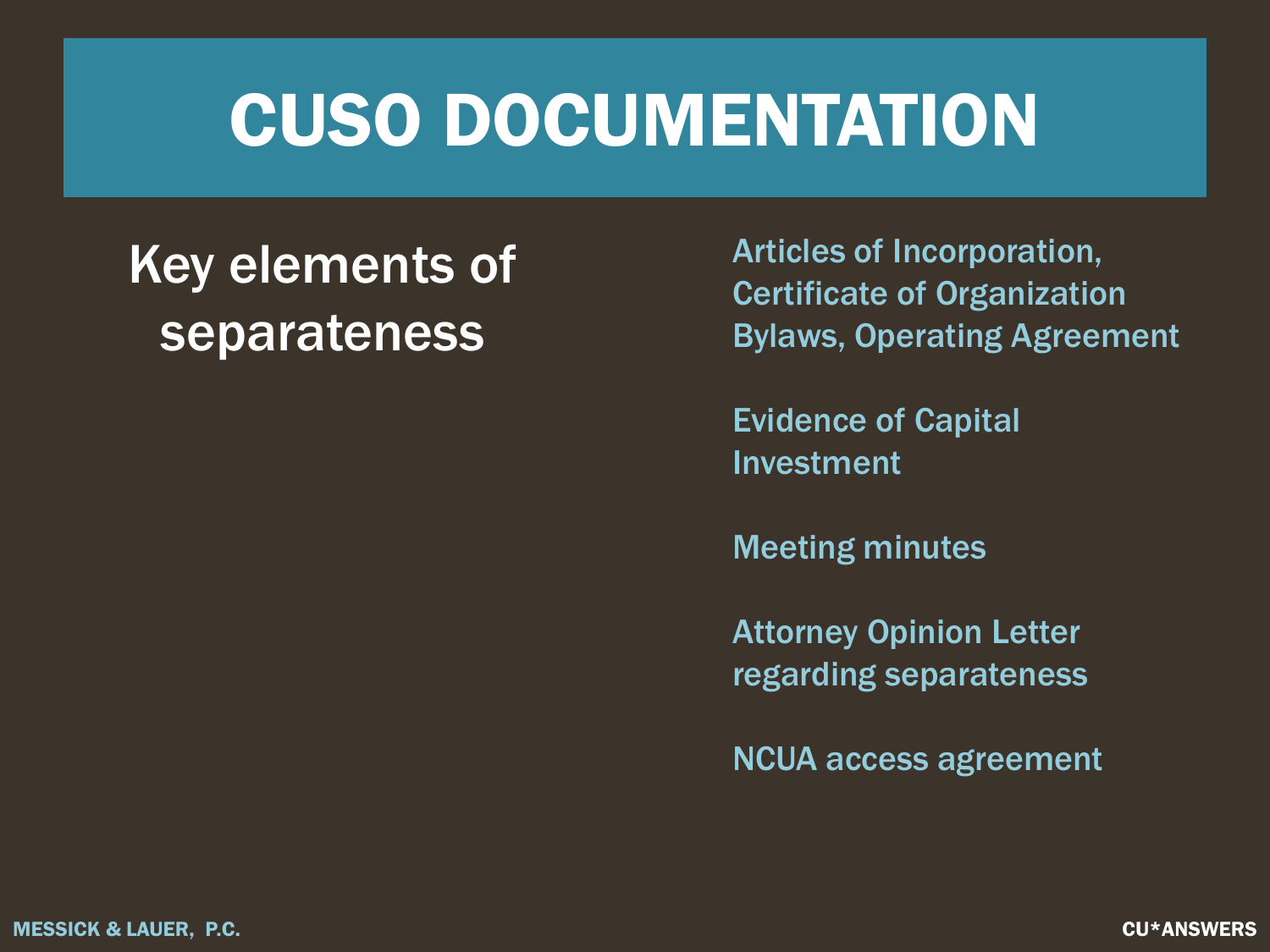# CUSO DOCUMENTATION

## Key elements of separateness

- Articles of Incorporation, Certificate of Organization Bylaws, Operating Agreement
- Evidence of Capital Investment
- Meeting minutes
- Attorney Opinion Letter regarding separateness
- NCUA access agreement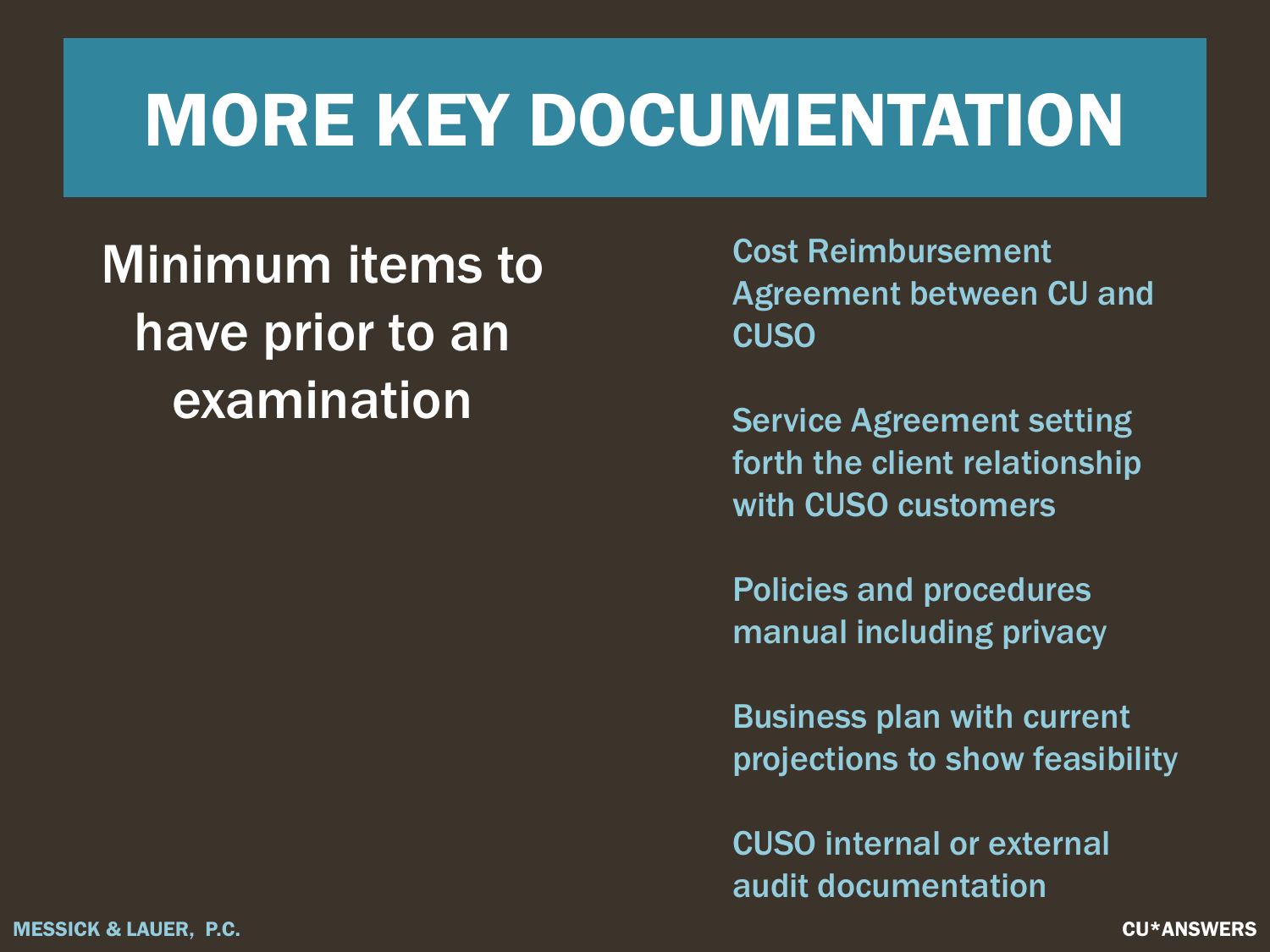# MORE KEY DOCUMENTATION

Minimum items to have prior to an examination

- Cost Reimbursement Agreement between CU and CUSO
- Service Agreement setting forth the client relationship with CUSO customers
- Policies and procedures manual including privacy
- Business plan with current projections to show feasibility
- CUSO internal or external audit documentation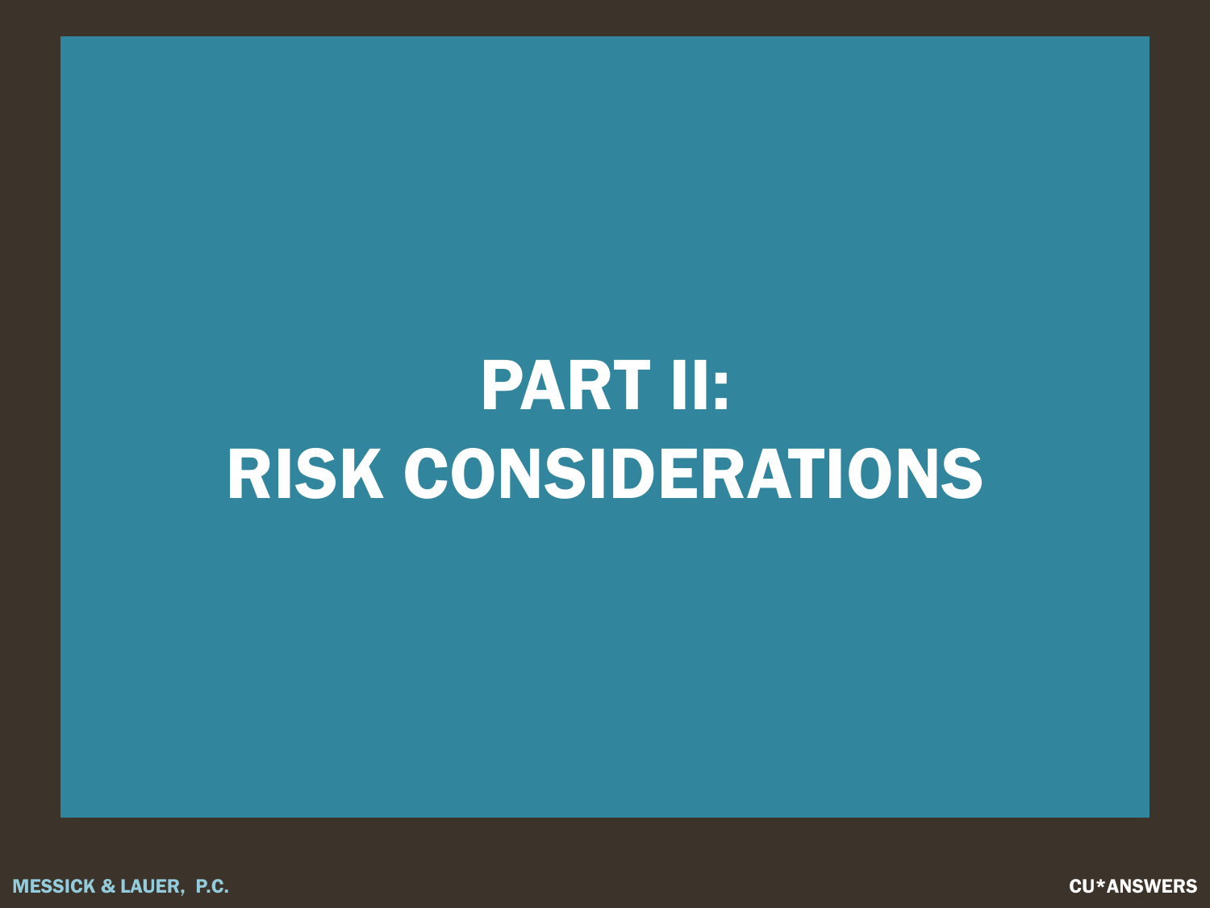# PART II:
# RISK CONSIDERATIONS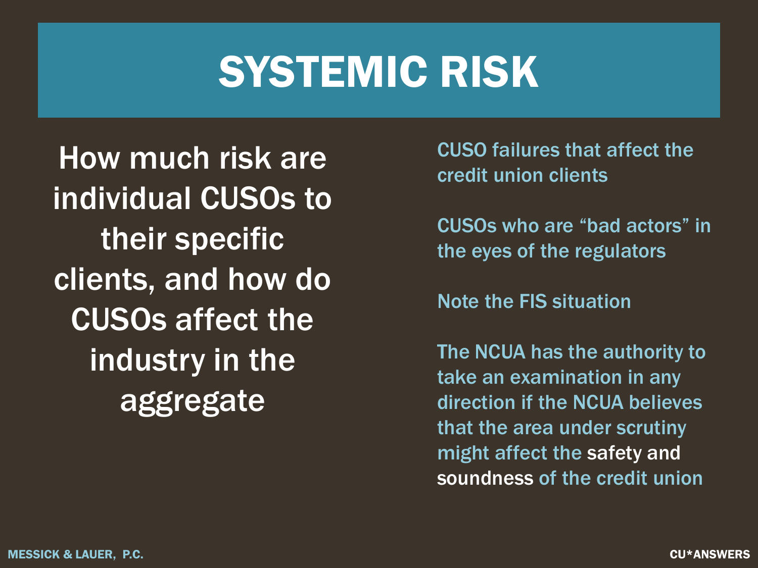# SYSTEMIC RISK

How much risk are individual CUSOs to their specific clients, and how do CUSOs affect the industry in the aggregate

CUSO failures that affect the credit union clients

CUSOs who are "bad actors" in the eyes of the regulators

Note the FIS situation

The NCUA has the authority to take an examination in any direction if the NCUA believes that the area under scrutiny might affect the safety and soundness of the credit union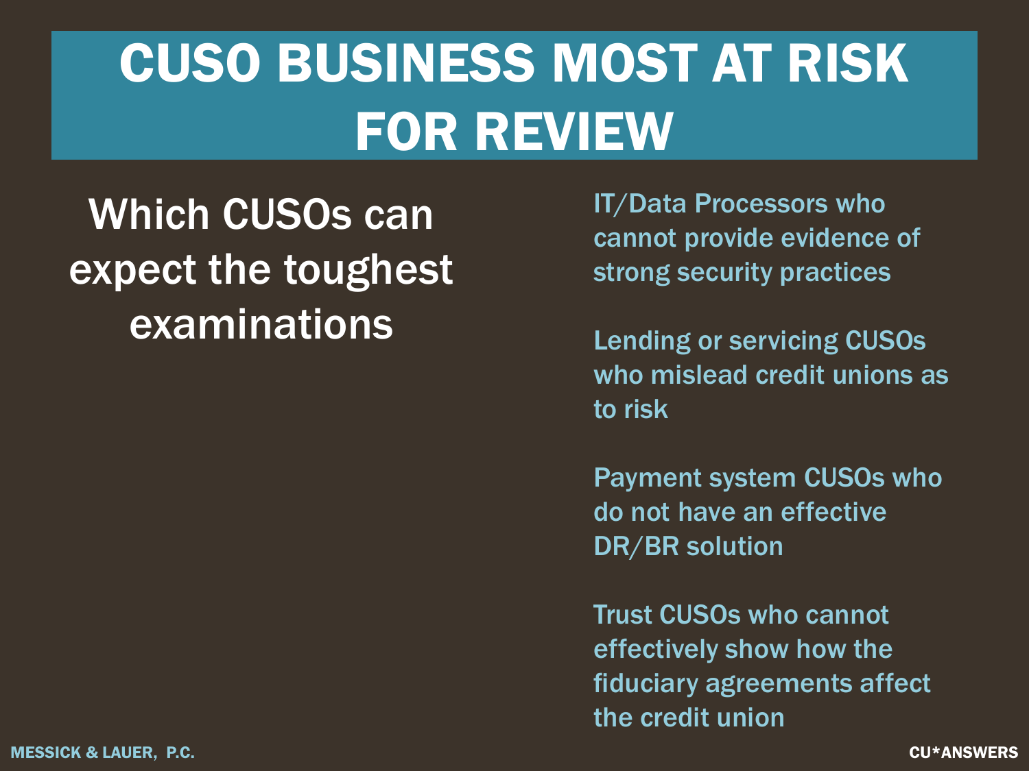# CUSO BUSINESS MOST AT RISK FOR REVIEW

Which CUSOs can expect the toughest examinations

IT/Data Processors who cannot provide evidence of strong security practices

Lending or servicing CUSOs who mislead credit unions as to risk

Payment system CUSOs who do not have an effective DR/BR solution

Trust CUSOs who cannot effectively show how the fiduciary agreements affect the credit union

MESSICK & LAUER, P.C.

CU*ANSWERS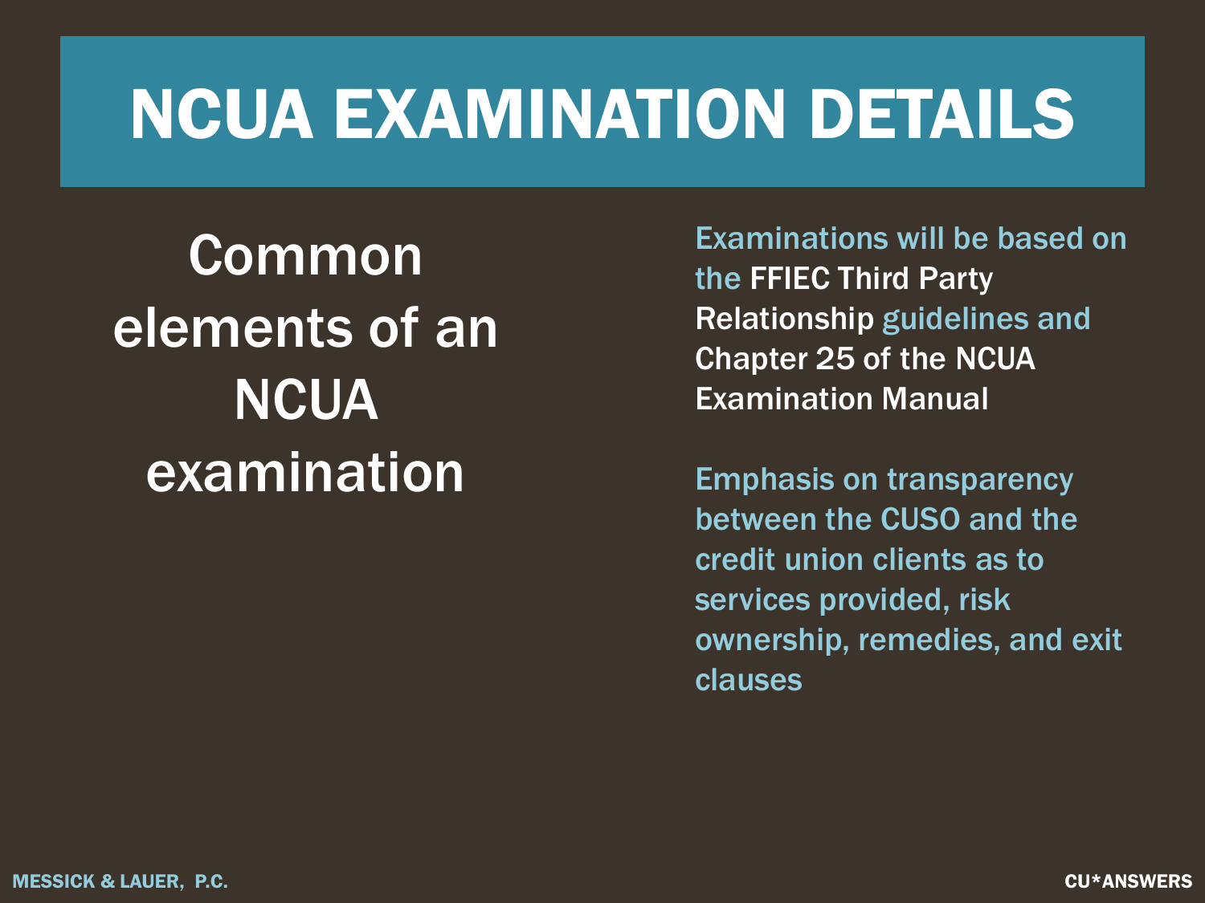# NCUA EXAMINATION DETAILS

## Common elements of an NCUA examination

Examinations will be based on the FFIEC Third Party Relationship guidelines and Chapter 25 of the NCUA Examination Manual

Emphasis on transparency between the CUSO and the credit union clients as to services provided, risk ownership, remedies, and exit clauses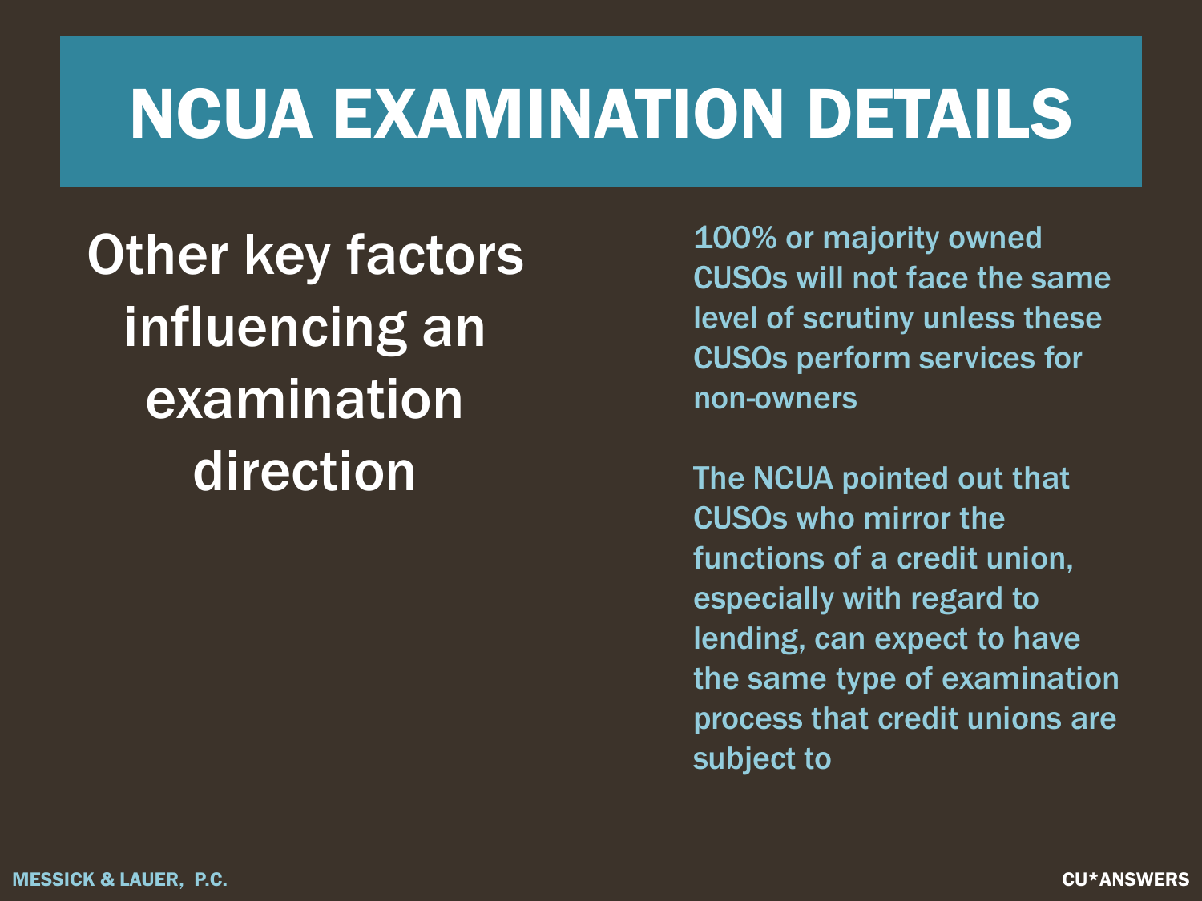# NCUA EXAMINATION DETAILS

## Other key factors influencing an examination direction

100% or majority owned CUSOs will not face the same level of scrutiny unless these CUSOs perform services for non-owners

The NCUA pointed out that CUSOs who mirror the functions of a credit union, especially with regard to lending, can expect to have the same type of examination process that credit unions are subject to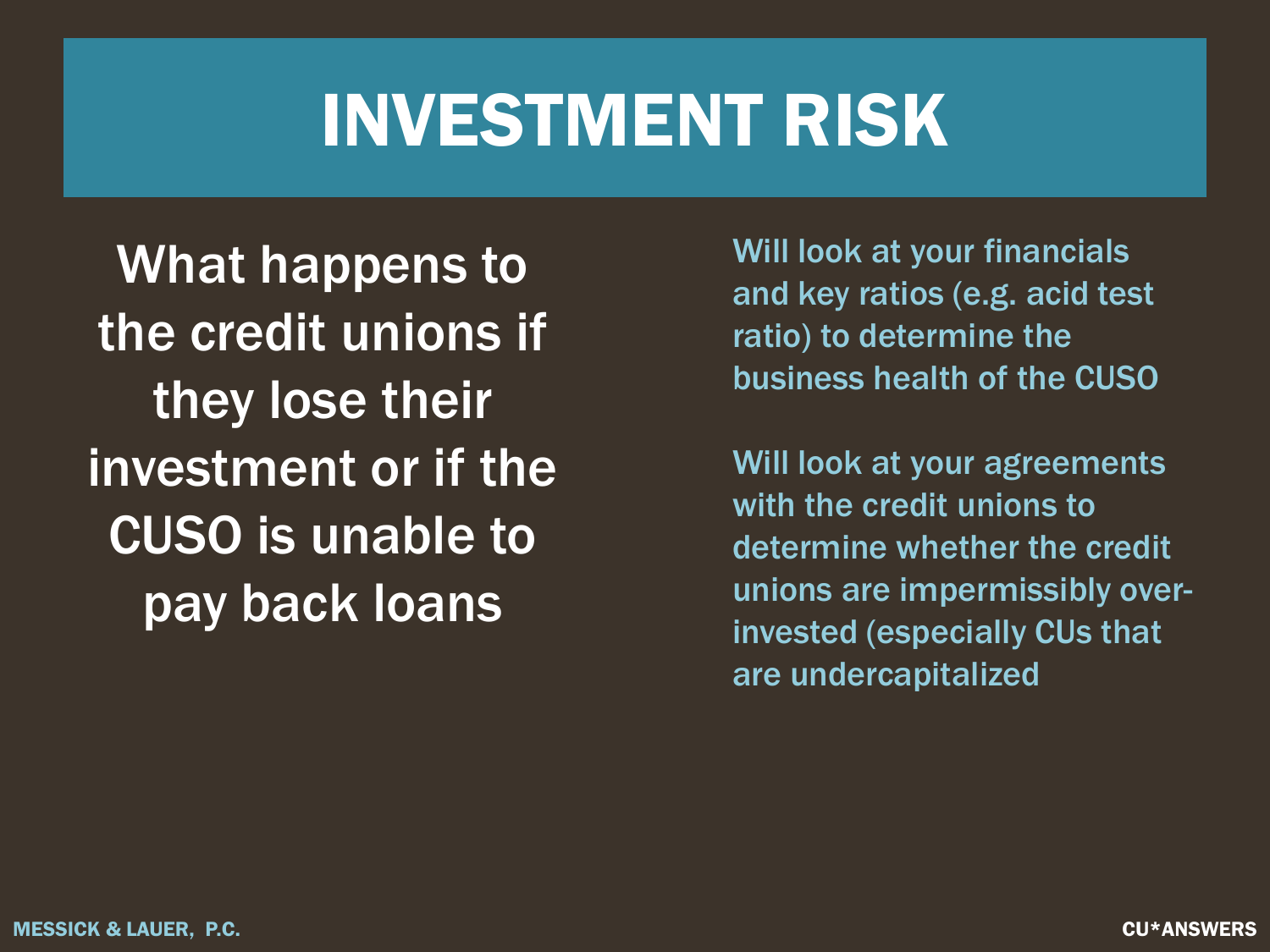# INVESTMENT RISK

What happens to the credit unions if they lose their investment or if the CUSO is unable to pay back loans

Will look at your financials and key ratios (e.g. acid test ratio) to determine the business health of the CUSO

Will look at your agreements with the credit unions to determine whether the credit unions are impermissibly over-invested (especially CUs that are undercapitalized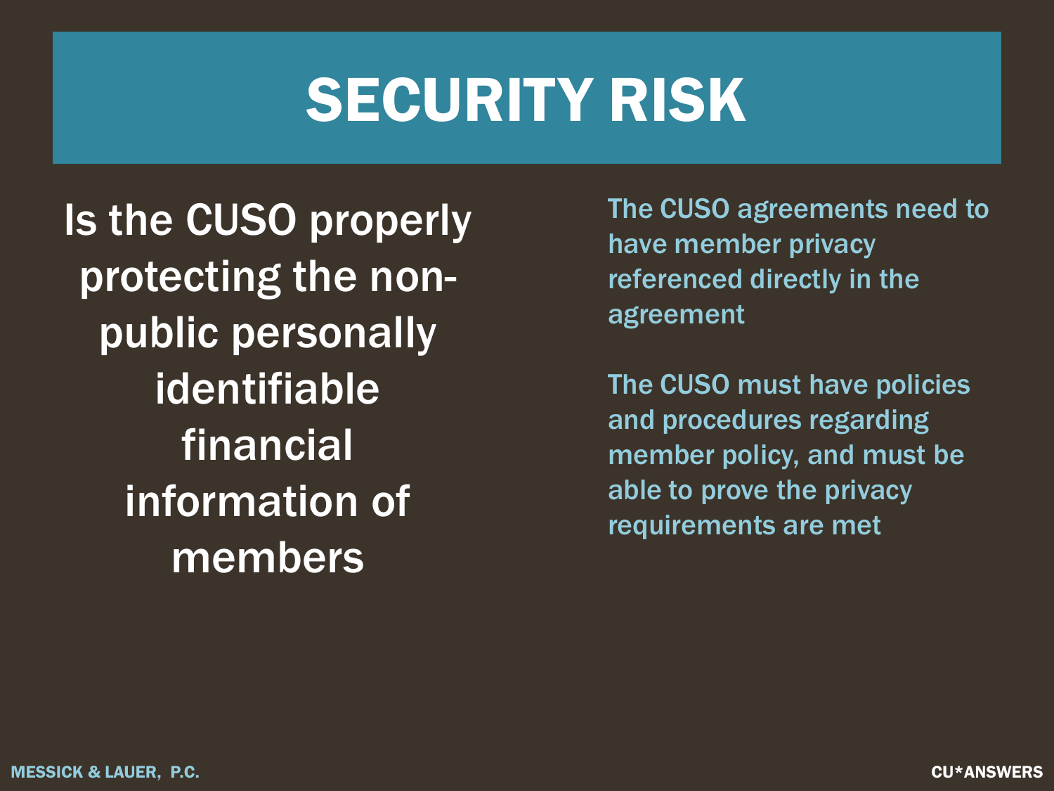# SECURITY RISK

Is the CUSO properly protecting the non-public personally identifiable financial information of members

The CUSO agreements need to have member privacy referenced directly in the agreement

The CUSO must have policies and procedures regarding member policy, and must be able to prove the privacy requirements are met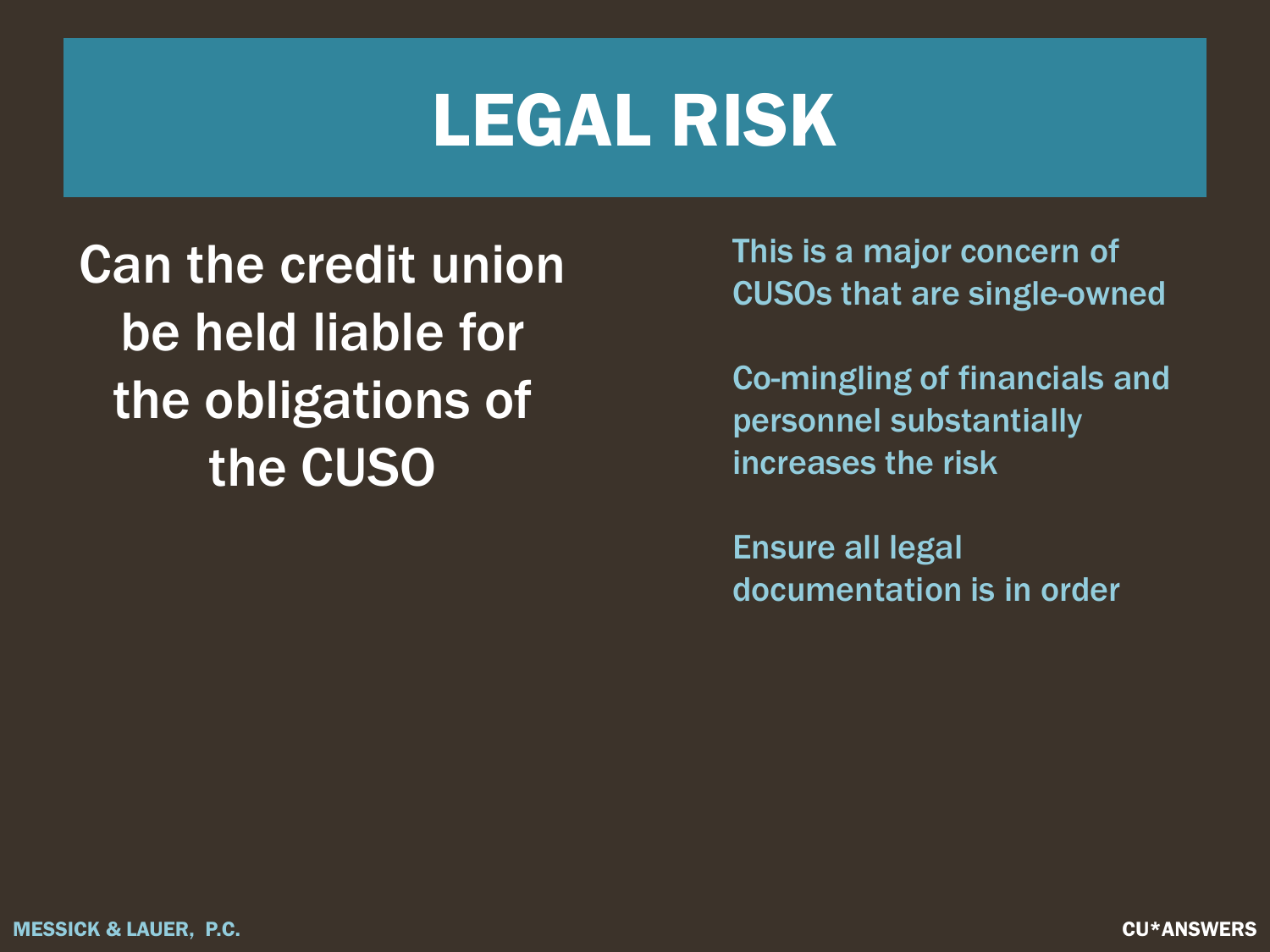# LEGAL RISK

Can the credit union be held liable for the obligations of the CUSO

This is a major concern of CUSOs that are single-owned

Co-mingling of financials and personnel substantially increases the risk

Ensure all legal documentation is in order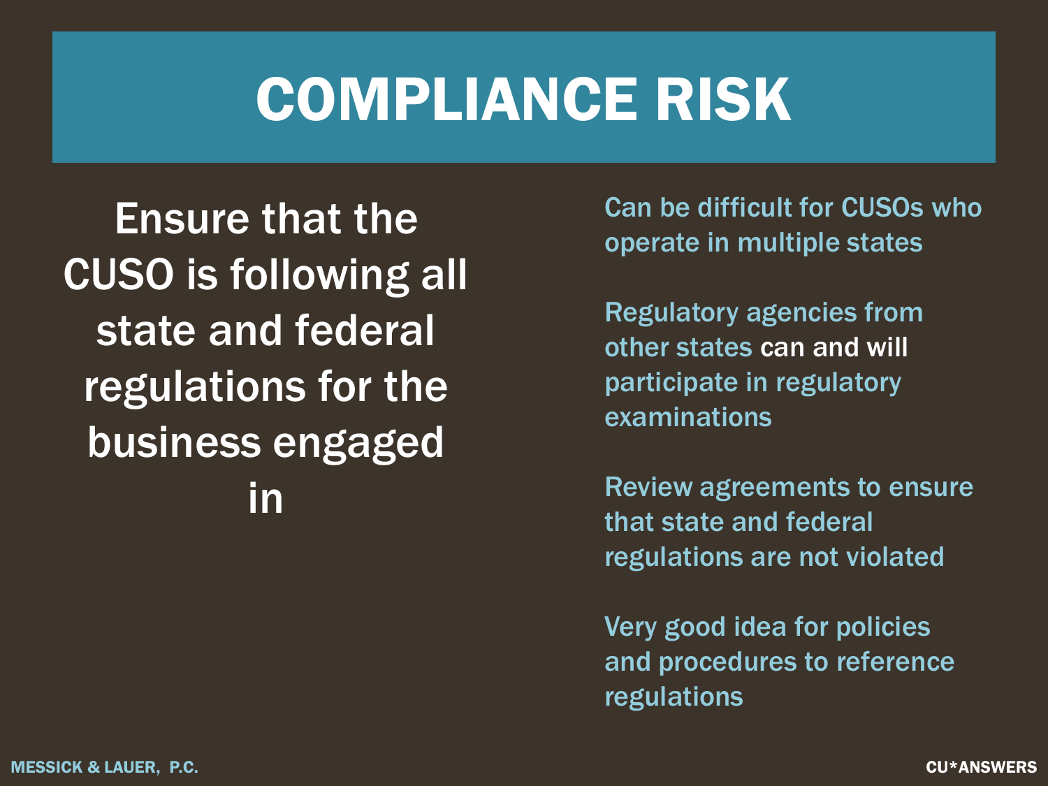# COMPLIANCE RISK

Ensure that the CUSO is following all state and federal regulations for the business engaged in

- Can be difficult for CUSOs who operate in multiple states
- Regulatory agencies from other states can and will participate in regulatory examinations
- Review agreements to ensure that state and federal regulations are not violated
- Very good idea for policies and procedures to reference regulations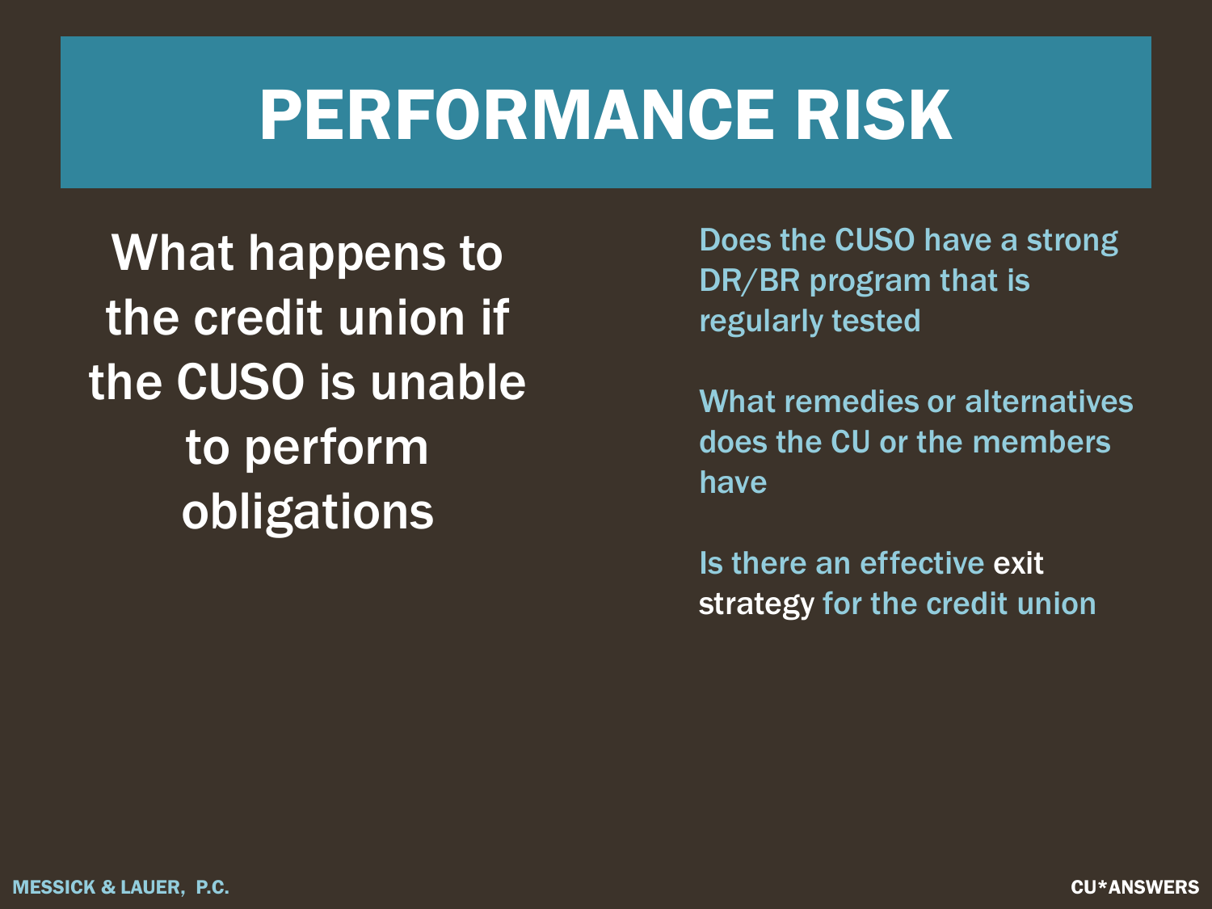# PERFORMANCE RISK

What happens to the credit union if the CUSO is unable to perform obligations

Does the CUSO have a strong DR/BR program that is regularly tested

What remedies or alternatives does the CU or the members have

Is there an effective exit strategy for the credit union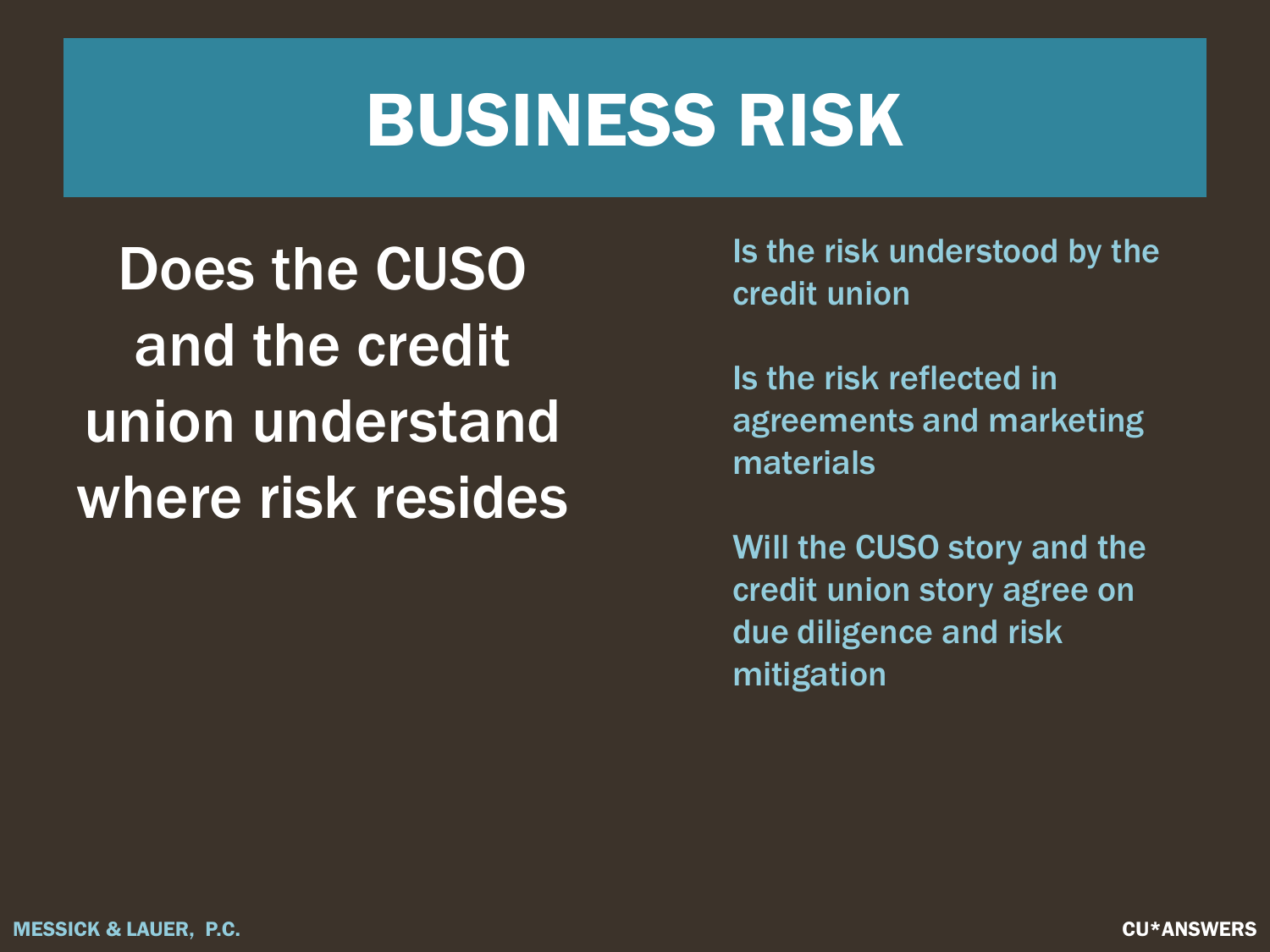# BUSINESS RISK

Does the CUSO and the credit union understand where risk resides

Is the risk understood by the credit union

Is the risk reflected in agreements and marketing materials

Will the CUSO story and the credit union story agree on due diligence and risk mitigation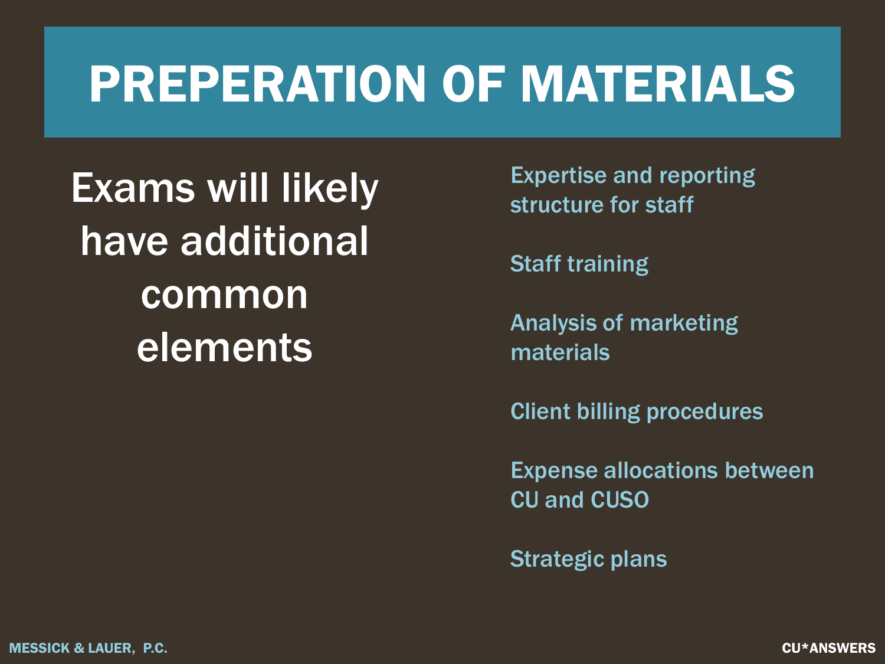# PREPERATION OF MATERIALS

Exams will likely have additional common elements

- Expertise and reporting structure for staff
- Staff training
- Analysis of marketing materials
- Client billing procedures
- Expense allocations between CU and CUSO
- Strategic plans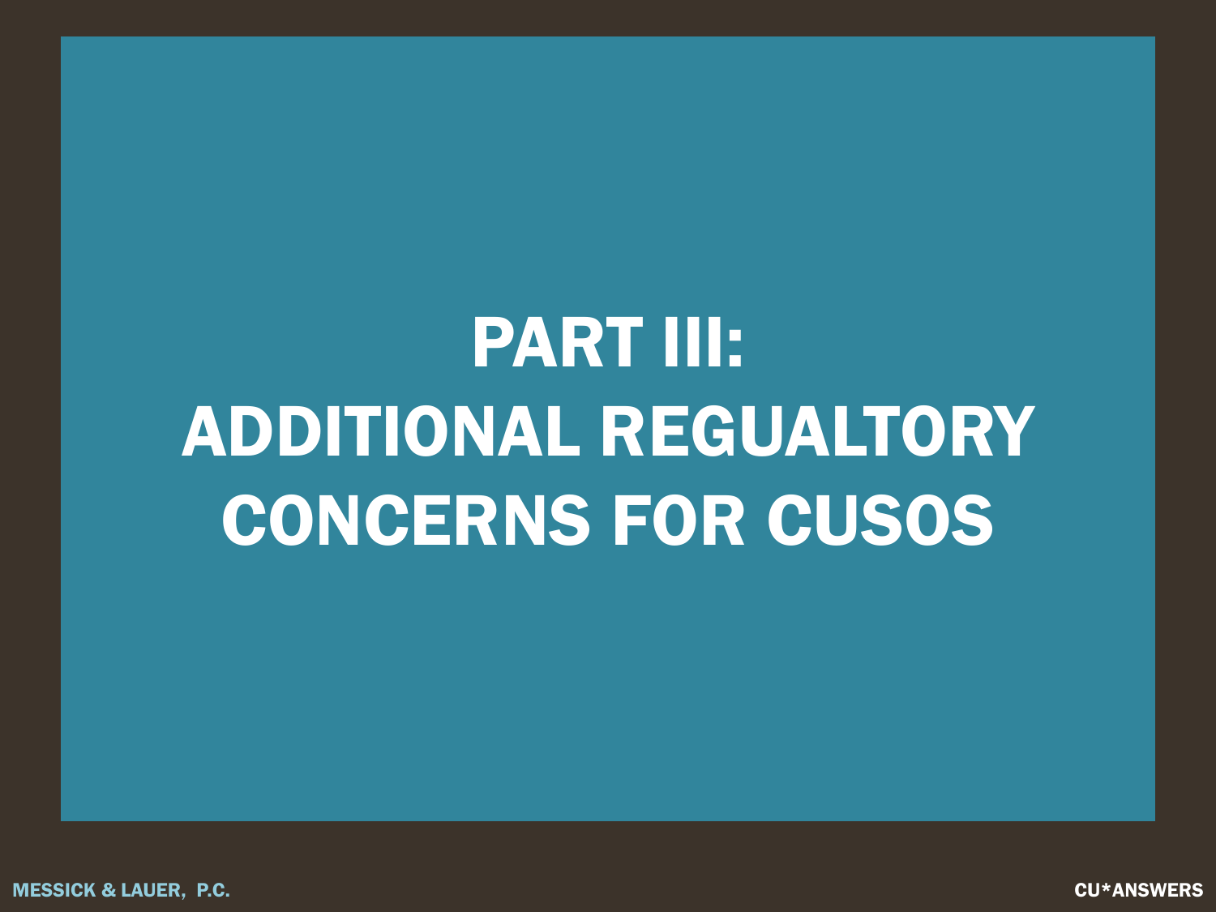# PART III: ADDITIONAL REGUALTORY CONCERNS FOR CUSOS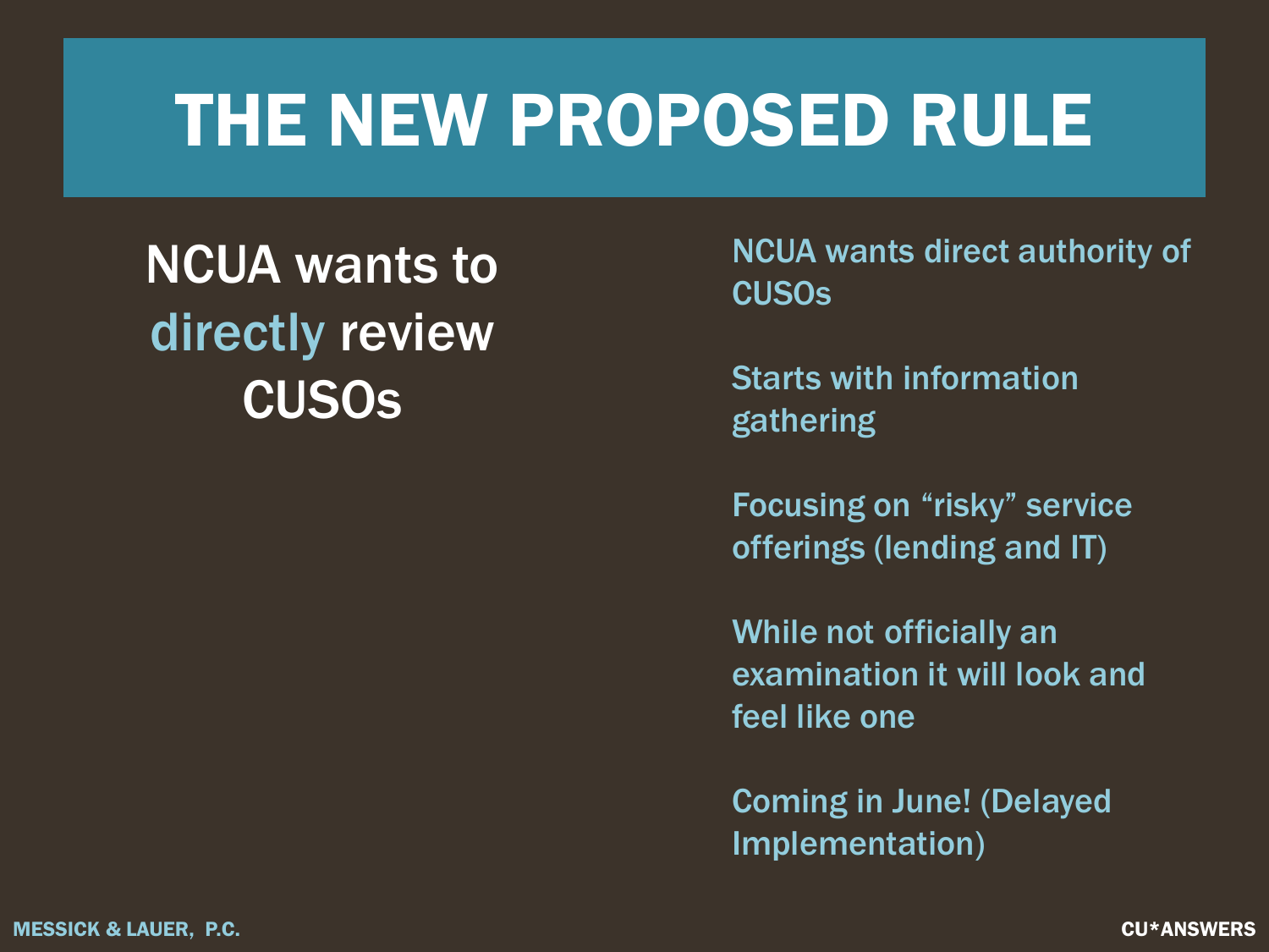# THE NEW PROPOSED RULE

NCUA wants to directly review CUSOs

NCUA wants direct authority of CUSOs

Starts with information gathering

Focusing on "risky" service offerings (lending and IT)

While not officially an examination it will look and feel like one

Coming in June! (Delayed Implementation)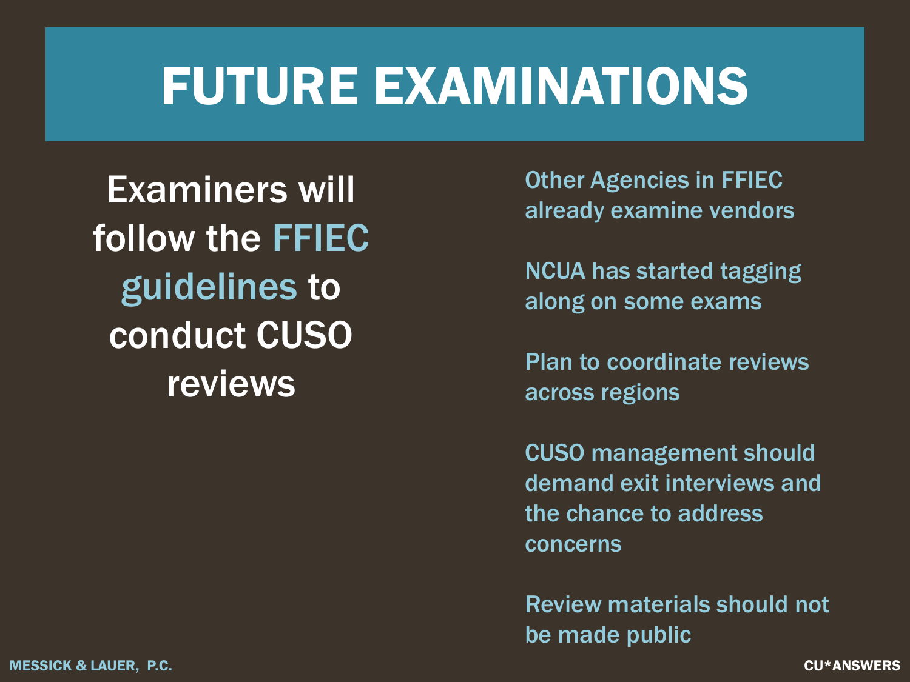# FUTURE EXAMINATIONS

Examiners will follow the FFIEC guidelines to conduct CUSO reviews

- Other Agencies in FFIEC already examine vendors
- NCUA has started tagging along on some exams
- Plan to coordinate reviews across regions
- CUSO management should demand exit interviews and the chance to address concerns
- Review materials should not be made public

MESSICK & LAUER, P.C.

CU*ANSWERS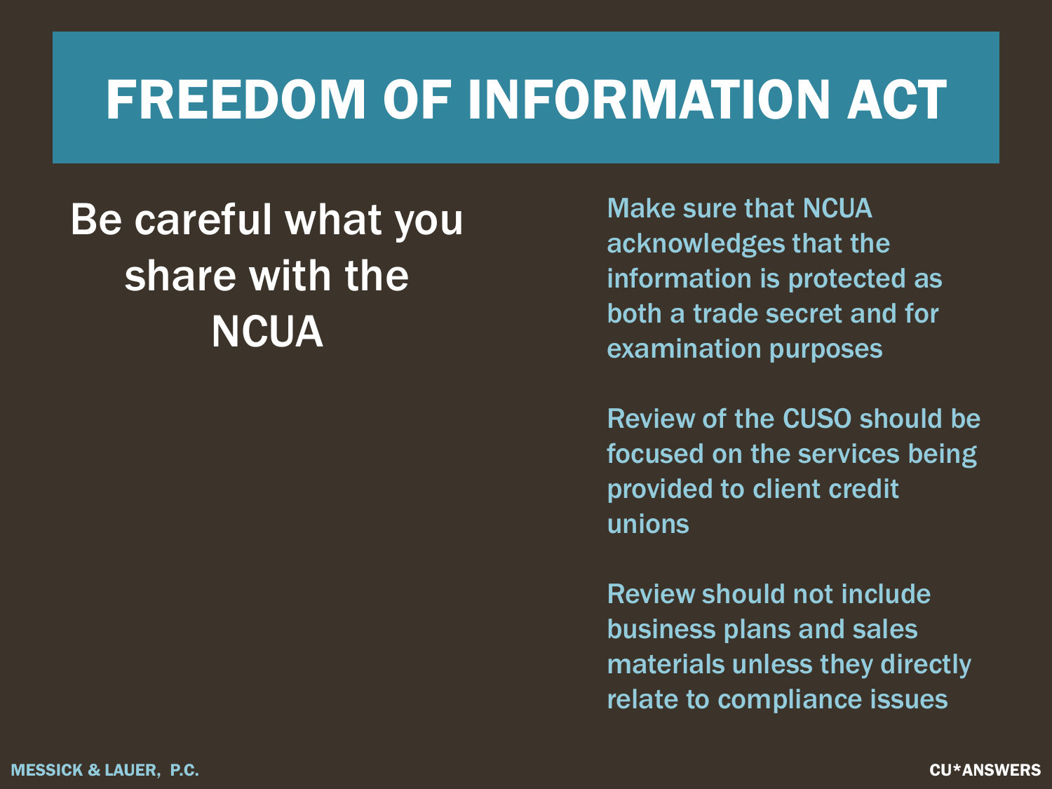# FREEDOM OF INFORMATION ACT

Be careful what you share with the NCUA

Make sure that NCUA acknowledges that the information is protected as both a trade secret and for examination purposes

Review of the CUSO should be focused on the services being provided to client credit unions

Review should not include business plans and sales materials unless they directly relate to compliance issues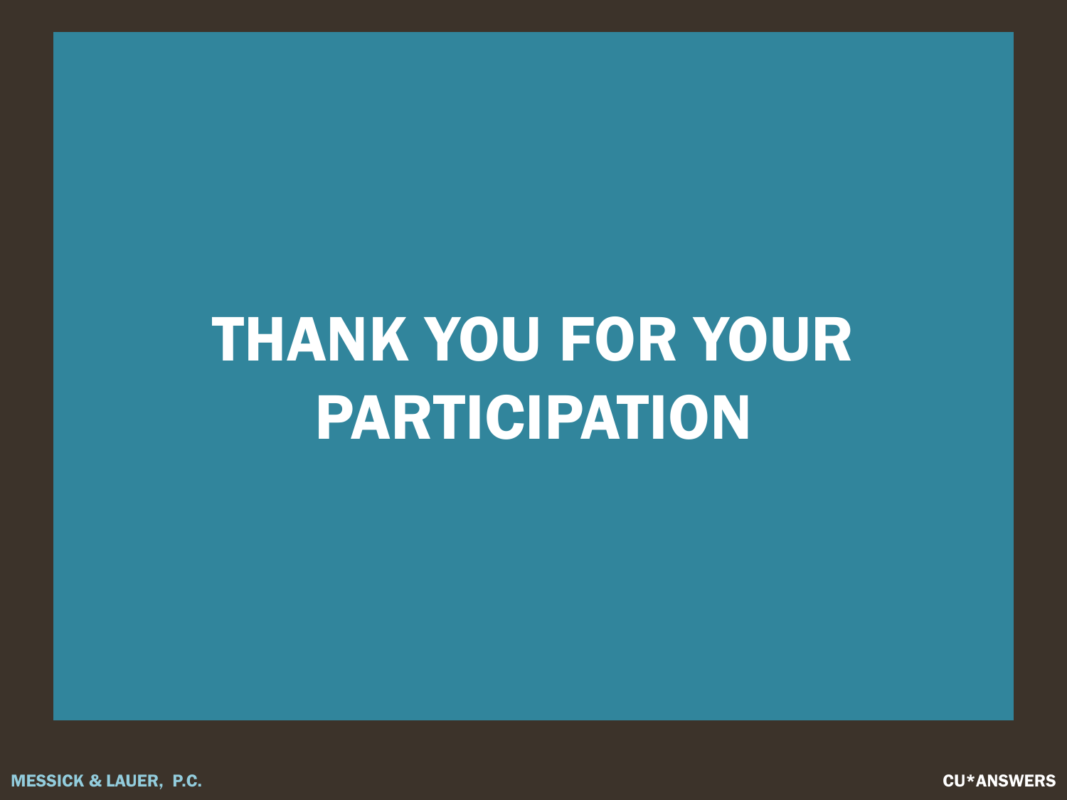# THANK YOU FOR YOUR PARTICIPATION